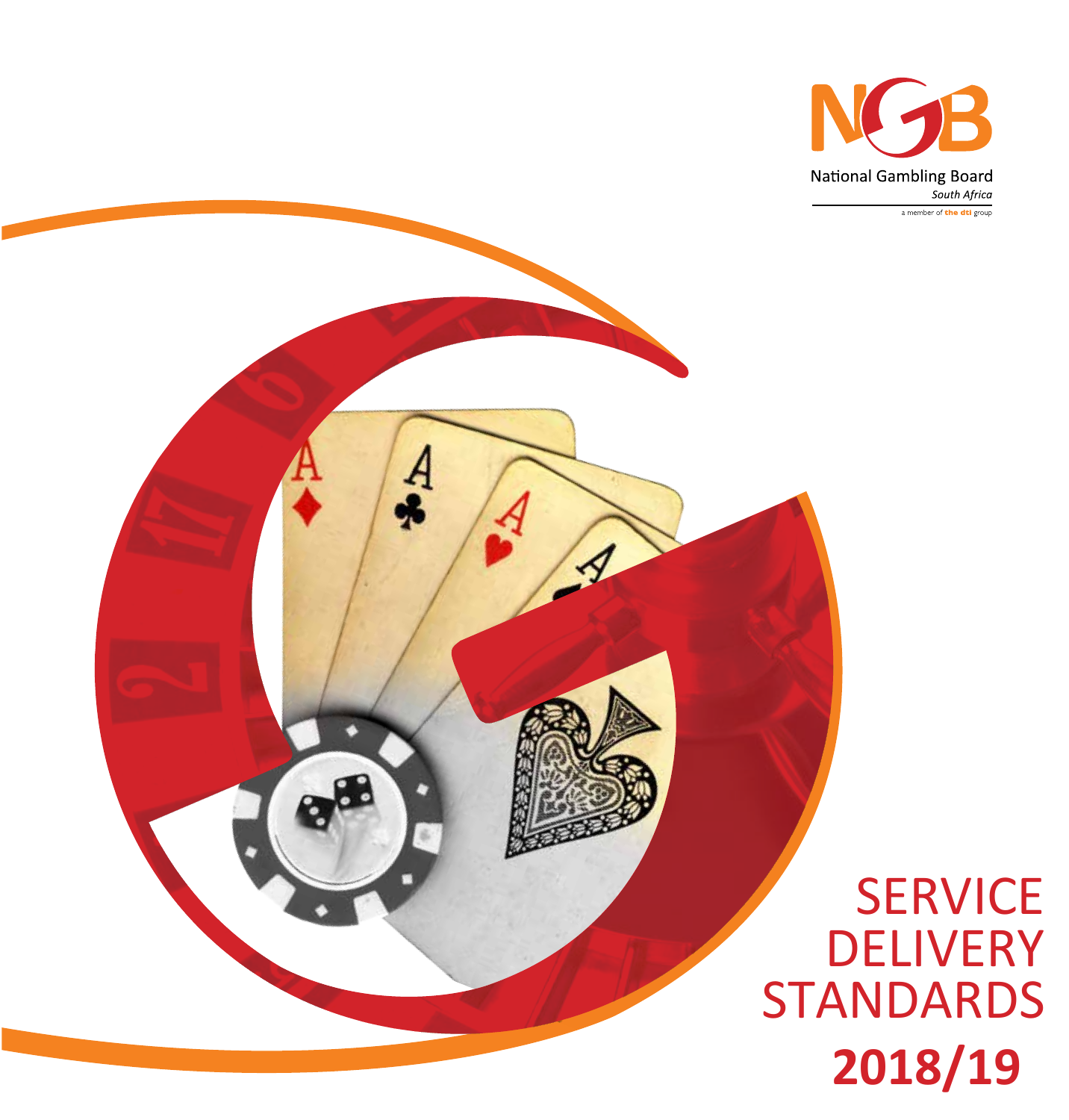NGB

National Gambling Board

*South Africa*

a member of **the dti** group

# SERVICE DELIVERY STANDARDS

## 2018/19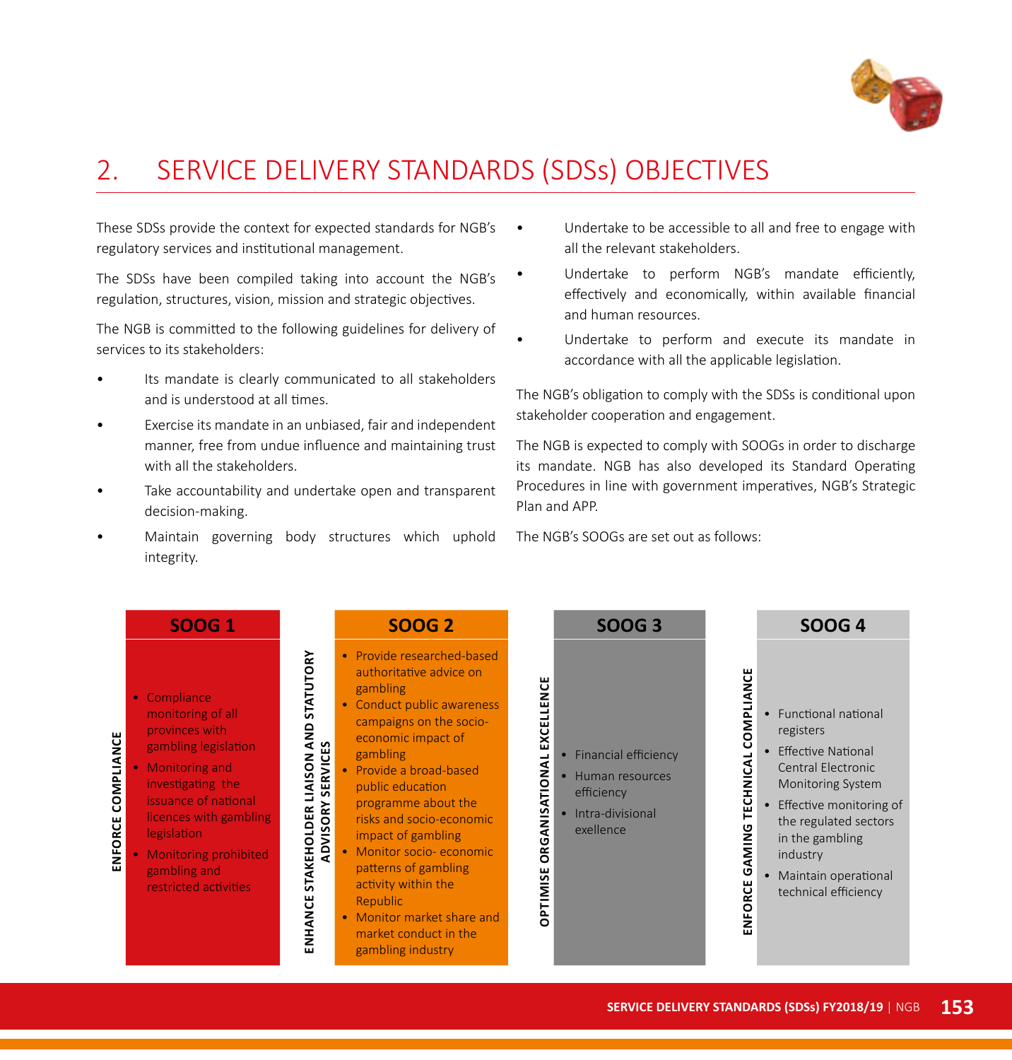## 2. SERVICE DELIVERY STANDARDS (SDSs) OBJECTIVES

These SDSs provide the context for expected standards for NGB's regulatory services and institutional management.

The SDSs have been compiled taking into account the NGB's regulation, structures, vision, mission and strategic objectives.

The NGB is committed to the following guidelines for delivery of services to its stakeholders:

- Its mandate is clearly communicated to all stakeholders and is understood at all times.
- Exercise its mandate in an unbiased, fair and independent manner, free from undue influence and maintaining trust with all the stakeholders.
- Take accountability and undertake open and transparent decision-making.
- Maintain governing body structures which uphold integrity.
- Undertake to be accessible to all and free to engage with all the relevant stakeholders.
- Undertake to perform NGB's mandate efficiently, effectively and economically, within available financial and human resources.
- Undertake to perform and execute its mandate in accordance with all the applicable legislation.

The NGB's obligation to comply with the SDSs is conditional upon stakeholder cooperation and engagement.

The NGB is expected to comply with SOOGs in order to discharge its mandate. NGB has also developed its Standard Operating Procedures in line with government imperatives, NGB's Strategic Plan and APP.

The NGB's SOOGs are set out as follows:

**SOOG 1 – ENFORCE COMPLIANCE**

- Compliance monitoring of all provinces with gambling legislation
- Monitoring and investigating the issuance of national licences with gambling legislation
- Monitoring prohibited gambling and restricted activities

**SOOG 2 – ENHANCE STAKEHOLDER LIAISON AND STATUTORY ADVISORY SERVICES**

- Provide researched-based authoritative advice on gambling
- Conduct public awareness campaigns on the socio-economic impact of gambling
- Provide a broad-based public education programme about the risks and socio-economic impact of gambling
- Monitor socio- economic patterns of gambling activity within the Republic
- Monitor market share and market conduct in the gambling industry

**SOOG 3 – OPTIMISE ORGANISATIONAL EXCELLENCE**

- Financial efficiency
- Human resources efficiency
- Intra-divisional exellence

**SOOG 4 – ENFORCE GAMING TECHNICAL COMPLIANCE**

- Functional national registers
- Effective National Central Electronic Monitoring System
- Effective monitoring of the regulated sectors in the gambling industry
- Maintain operational technical efficiency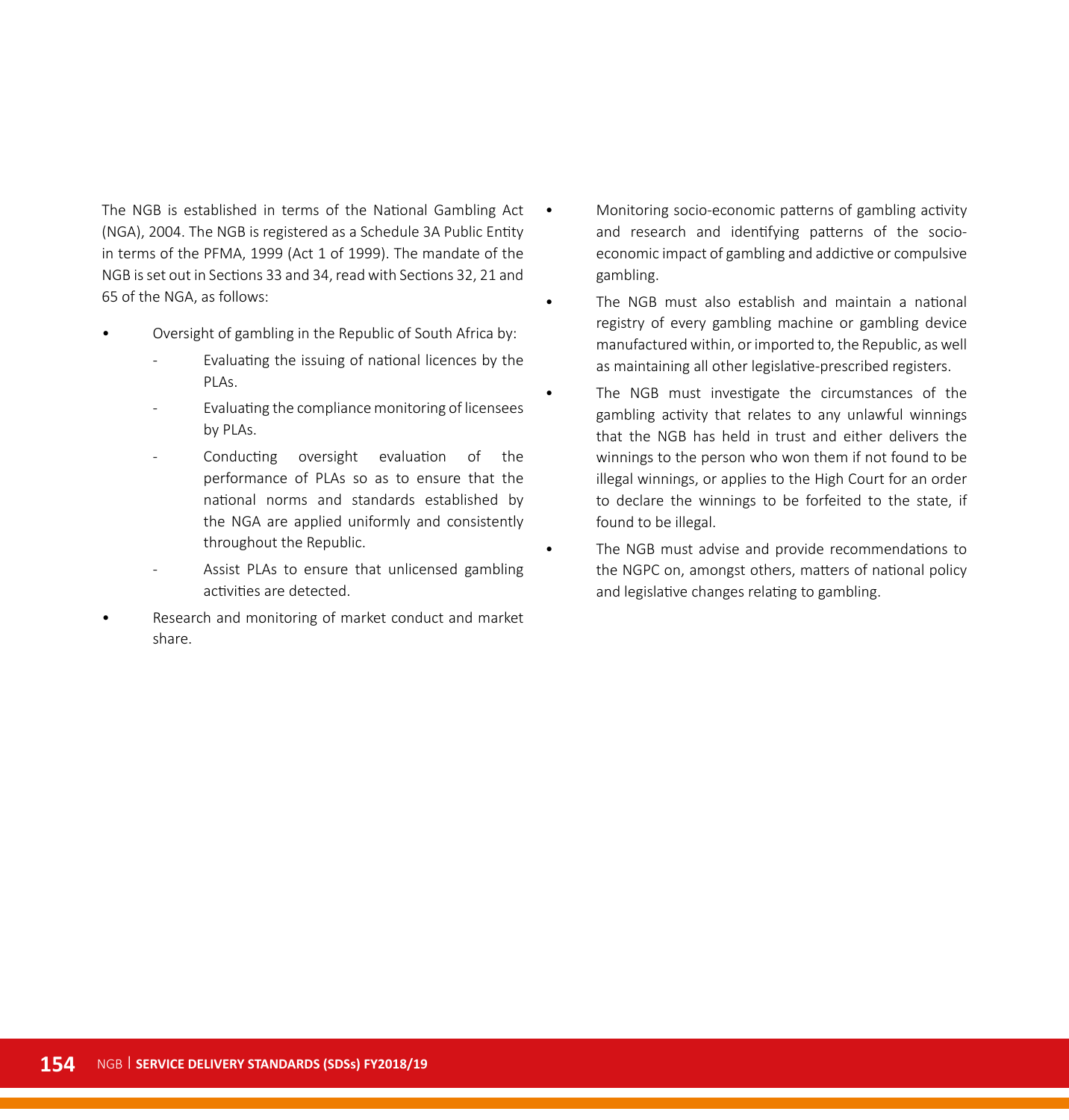The NGB is established in terms of the National Gambling Act (NGA), 2004. The NGB is registered as a Schedule 3A Public Entity in terms of the PFMA, 1999 (Act 1 of 1999). The mandate of the NGB is set out in Sections 33 and 34, read with Sections 32, 21 and 65 of the NGA, as follows:

- Oversight of gambling in the Republic of South Africa by:
  - Evaluating the issuing of national licences by the PLAs.
  - Evaluating the compliance monitoring of licensees by PLAs.
  - Conducting oversight evaluation of the performance of PLAs so as to ensure that the national norms and standards established by the NGA are applied uniformly and consistently throughout the Republic.
  - Assist PLAs to ensure that unlicensed gambling activities are detected.
- Research and monitoring of market conduct and market share.
- Monitoring socio-economic patterns of gambling activity and research and identifying patterns of the socio-economic impact of gambling and addictive or compulsive gambling.
- The NGB must also establish and maintain a national registry of every gambling machine or gambling device manufactured within, or imported to, the Republic, as well as maintaining all other legislative-prescribed registers.
- The NGB must investigate the circumstances of the gambling activity that relates to any unlawful winnings that the NGB has held in trust and either delivers the winnings to the person who won them if not found to be illegal winnings, or applies to the High Court for an order to declare the winnings to be forfeited to the state, if found to be illegal.
- The NGB must advise and provide recommendations to the NGPC on, amongst others, matters of national policy and legislative changes relating to gambling.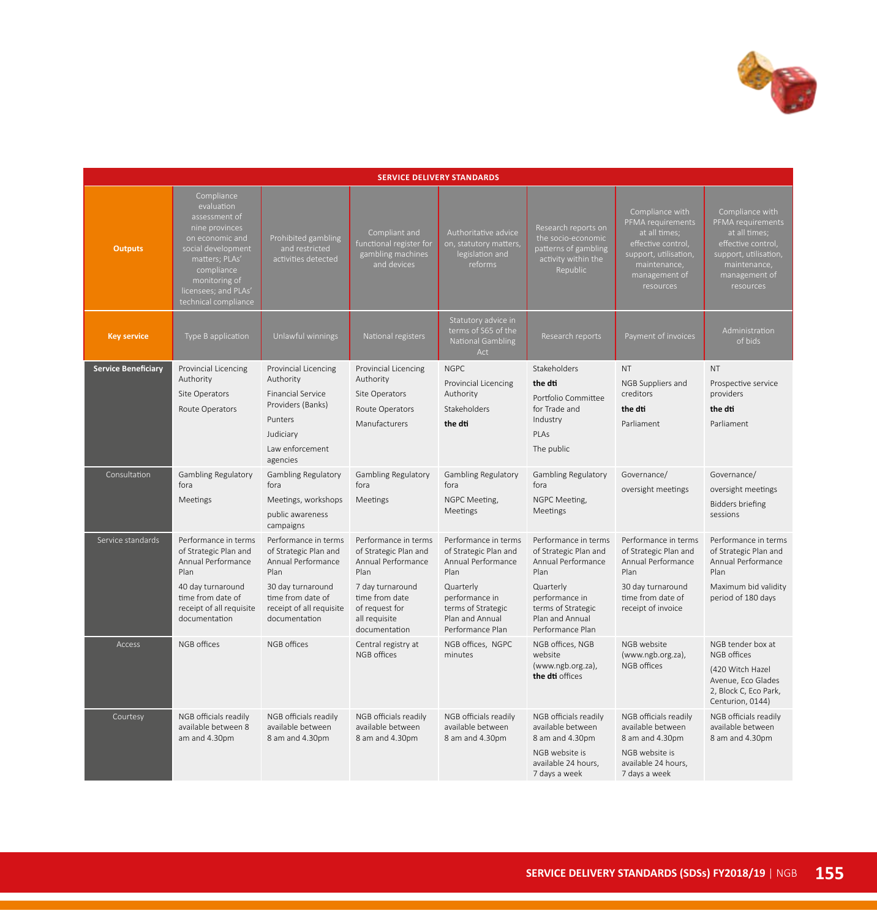| SERVICE DELIVERY STANDARDS | | | | | | | |
|---|---|---|---|---|---|---|---|
| **Outputs** | Compliance evaluation assessment of nine provinces on economic and social development matters; PLAs' compliance monitoring of licensees; and PLAs' technical compliance | Prohibited gambling and restricted activities detected | Compliant and functional register for gambling machines and devices | Authoritative advice on, statutory matters, legislation and reforms | Research reports on the socio-economic patterns of gambling activity within the Republic | Compliance with PFMA requirements at all times; effective control, support, utilisation, maintenance, management of resources | Compliance with PFMA requirements at all times; effective control, support, utilisation, maintenance, management of resources |
| **Key service** | Type B application | Unlawful winnings | National registers | Statutory advice in terms of S65 of the National Gambling Act | Research reports | Payment of invoices | Administration of bids |
| **Service Beneficiary** | Provincial Licencing Authority<br>Site Operators<br>Route Operators | Provincial Licencing Authority<br>Financial Service Providers (Banks)<br>Punters<br>Judiciary<br>Law enforcement agencies | Provincial Licencing Authority<br>Site Operators<br>Route Operators<br>Manufacturers | NGPC<br>Provincial Licencing Authority<br>Stakeholders<br>**the dti** | Stakeholders<br>**the dti**<br>Portfolio Committee for Trade and Industry<br>PLAs<br>The public | NT<br>NGB Suppliers and creditors<br>**the dti**<br>Parliament | NT<br>Prospective service providers<br>**the dti**<br>Parliament |
| Consultation | Gambling Regulatory fora<br>Meetings | Gambling Regulatory fora<br>Meetings, workshops<br>public awareness campaigns | Gambling Regulatory fora<br>Meetings | Gambling Regulatory fora<br>NGPC Meeting, Meetings | Gambling Regulatory fora<br>NGPC Meeting, Meetings | Governance/<br>oversight meetings | Governance/<br>oversight meetings<br>Bidders briefing sessions |
| Service standards | Performance in terms of Strategic Plan and Annual Performance Plan<br>40 day turnaround time from date of receipt of all requisite documentation | Performance in terms of Strategic Plan and Annual Performance Plan<br>30 day turnaround time from date of receipt of all requisite documentation | Performance in terms of Strategic Plan and Annual Performance Plan<br>7 day turnaround time from date of request for all requisite documentation | Performance in terms of Strategic Plan and Annual Performance Plan<br>Quarterly performance in terms of Strategic Plan and Annual Performance Plan | Performance in terms of Strategic Plan and Annual Performance Plan<br>Quarterly performance in terms of Strategic Plan and Annual Performance Plan | Performance in terms of Strategic Plan and Annual Performance Plan<br>30 day turnaround time from date of receipt of invoice | Performance in terms of Strategic Plan and Annual Performance Plan<br>Maximum bid validity period of 180 days |
| Access | NGB offices | NGB offices | Central registry at NGB offices | NGB offices, NGPC minutes | NGB offices, NGB website (www.ngb.org.za), **the dti** offices | NGB website (www.ngb.org.za), NGB offices | NGB tender box at NGB offices<br>(420 Witch Hazel Avenue, Eco Glades 2, Block C, Eco Park, Centurion, 0144) |
| Courtesy | NGB officials readily available between 8 am and 4.30pm | NGB officials readily available between 8 am and 4.30pm | NGB officials readily available between 8 am and 4.30pm | NGB officials readily available between 8 am and 4.30pm | NGB officials readily available between 8 am and 4.30pm<br>NGB website is available 24 hours, 7 days a week | NGB officials readily available between 8 am and 4.30pm<br>NGB website is available 24 hours, 7 days a week | NGB officials readily available between 8 am and 4.30pm |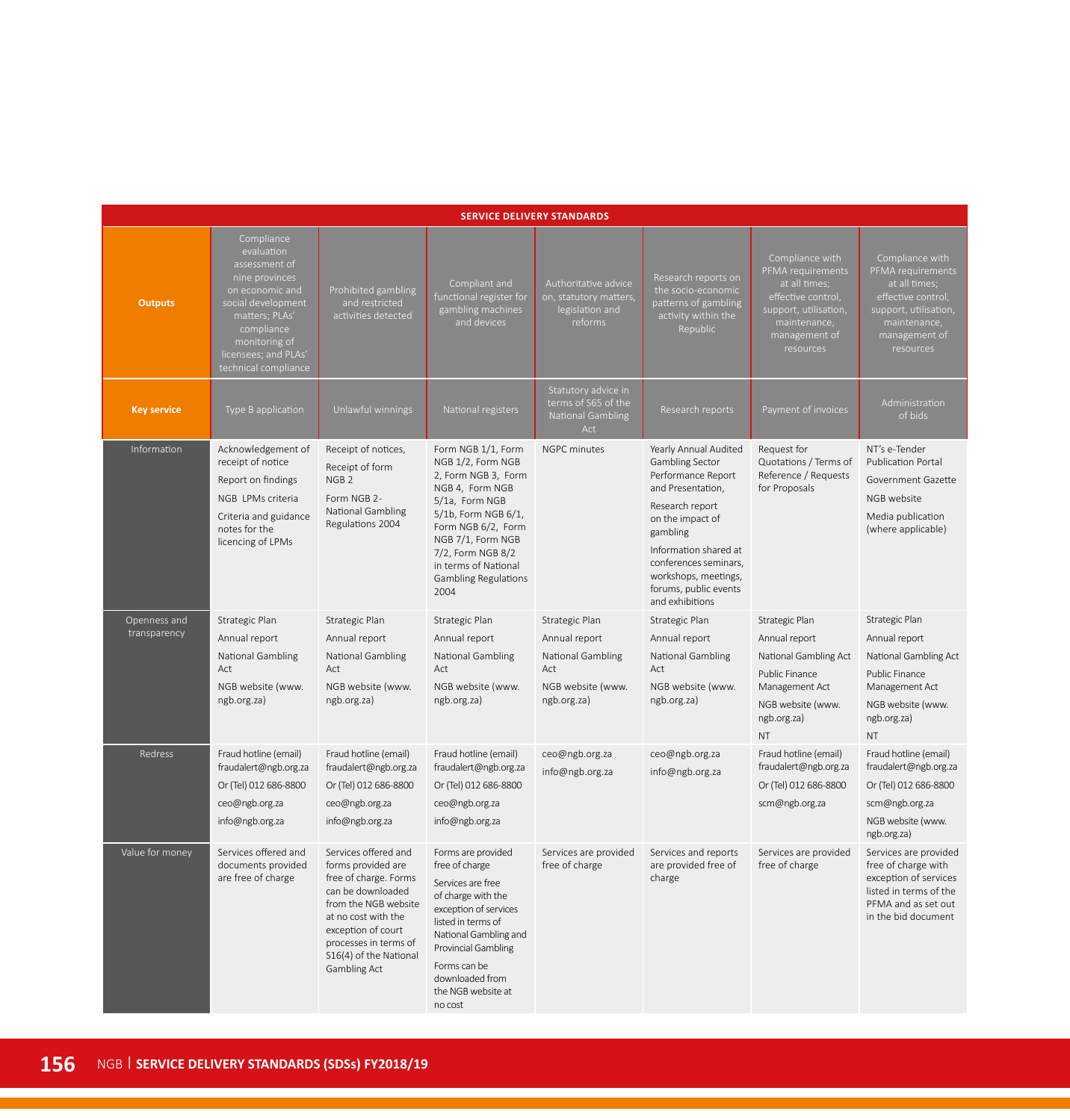| SERVICE DELIVERY STANDARDS | | | | | | | |
|---|---|---|---|---|---|---|---|
| **Outputs** | Compliance evaluation assessment of nine provinces on economic and social development matters; PLAs' compliance monitoring of licensees; and PLAs' technical compliance | Prohibited gambling and restricted activities detected | Compliant and functional register for gambling machines and devices | Authoritative advice on, statutory matters, legislation and reforms | Research reports on the socio-economic patterns of gambling activity within the Republic | Compliance with PFMA requirements at all times; effective control, support, utilisation, maintenance, management of resources | Compliance with PFMA requirements at all times; effective control, support, utilisation, maintenance, management of resources |
| **Key service** | Type B application | Unlawful winnings | National registers | Statutory advice in terms of S65 of the National Gambling Act | Research reports | Payment of invoices | Administration of bids |
| Information | Acknowledgement of receipt of notice<br>Report on findings<br>NGB LPMs criteria<br>Criteria and guidance notes for the licencing of LPMs | Receipt of notices,<br>Receipt of form NGB 2<br>Form NGB 2- National Gambling Regulations 2004 | Form NGB 1/1, Form NGB 1/2, Form NGB 2, Form NGB 3, Form NGB 4, Form NGB 5/1a, Form NGB 5/1b, Form NGB 6/1, Form NGB 6/2, Form NGB 7/1, Form NGB 7/2, Form NGB 8/2 in terms of National Gambling Regulations 2004 | NGPC minutes | Yearly Annual Audited Gambling Sector Performance Report and Presentation,<br>Research report on the impact of gambling<br>Information shared at conferences seminars, workshops, meetings, forums, public events and exhibitions | Request for Quotations / Terms of Reference / Requests for Proposals | NT's e-Tender Publication Portal<br>Government Gazette<br>NGB website<br>Media publication (where applicable) |
| Openness and transparency | Strategic Plan<br>Annual report<br>National Gambling Act<br>NGB website (www.ngb.org.za) | Strategic Plan<br>Annual report<br>National Gambling Act<br>NGB website (www.ngb.org.za) | Strategic Plan<br>Annual report<br>National Gambling Act<br>NGB website (www.ngb.org.za) | Strategic Plan<br>Annual report<br>National Gambling Act<br>NGB website (www.ngb.org.za) | Strategic Plan<br>Annual report<br>National Gambling Act<br>NGB website (www.ngb.org.za) | Strategic Plan<br>Annual report<br>National Gambling Act<br>Public Finance Management Act<br>NGB website (www.ngb.org.za)<br>NT | Strategic Plan<br>Annual report<br>National Gambling Act<br>Public Finance Management Act<br>NGB website (www.ngb.org.za)<br>NT |
| Redress | Fraud hotline (email) fraudalert@ngb.org.za<br>Or (Tel) 012 686-8800<br>ceo@ngb.org.za<br>info@ngb.org.za | Fraud hotline (email) fraudalert@ngb.org.za<br>Or (Tel) 012 686-8800<br>ceo@ngb.org.za<br>info@ngb.org.za | Fraud hotline (email) fraudalert@ngb.org.za<br>Or (Tel) 012 686-8800<br>ceo@ngb.org.za<br>info@ngb.org.za | ceo@ngb.org.za<br>info@ngb.org.za | ceo@ngb.org.za<br>info@ngb.org.za | Fraud hotline (email) fraudalert@ngb.org.za<br>Or (Tel) 012 686-8800<br>scm@ngb.org.za | Fraud hotline (email) fraudalert@ngb.org.za<br>Or (Tel) 012 686-8800<br>scm@ngb.org.za<br>NGB website (www.ngb.org.za) |
| Value for money | Services offered and documents provided are free of charge | Services offered and forms provided are free of charge. Forms can be downloaded from the NGB website at no cost with the exception of court processes in terms of S16(4) of the National Gambling Act | Forms are provided free of charge<br>Services are free of charge with the exception of services listed in terms of National Gambling and Provincial Gambling<br>Forms can be downloaded from the NGB website at no cost | Services are provided free of charge | Services and reports are provided free of charge | Services are provided free of charge | Services are provided free of charge with exception of services listed in terms of the PFMA and as set out in the bid document |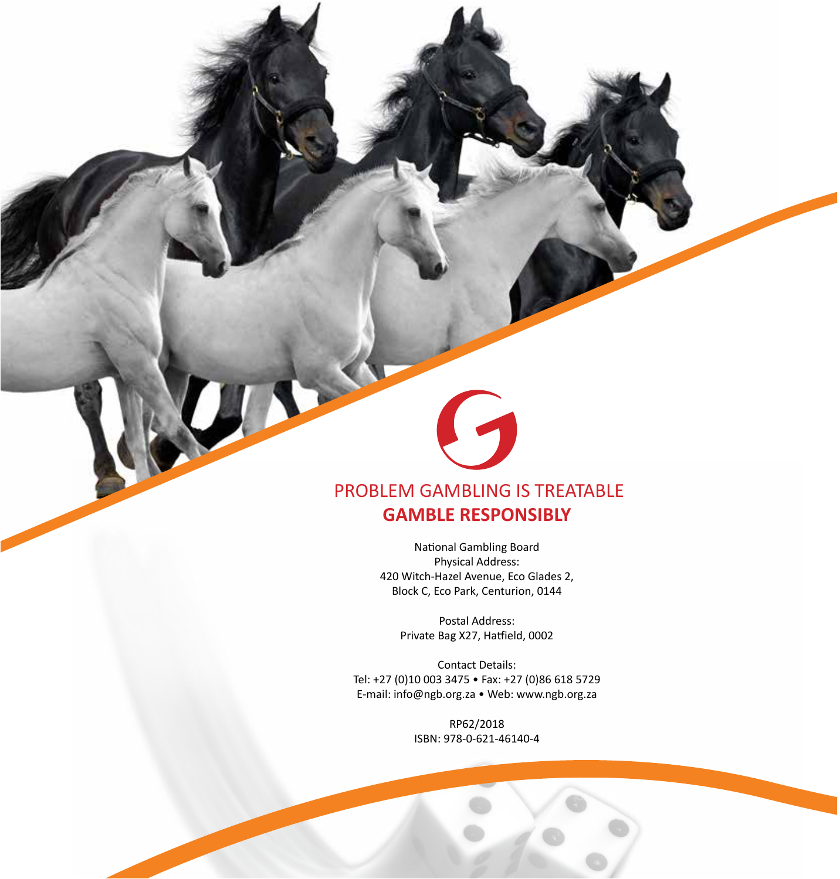PROBLEM GAMBLING IS TREATABLE

**GAMBLE RESPONSIBLY**

National Gambling Board
Physical Address:
420 Witch-Hazel Avenue, Eco Glades 2,
Block C, Eco Park, Centurion, 0144

Postal Address:
Private Bag X27, Hatfield, 0002

Contact Details:
Tel: +27 (0)10 003 3475 • Fax: +27 (0)86 618 5729
E-mail: info@ngb.org.za • Web: www.ngb.org.za

RP62/2018
ISBN: 978-0-621-46140-4